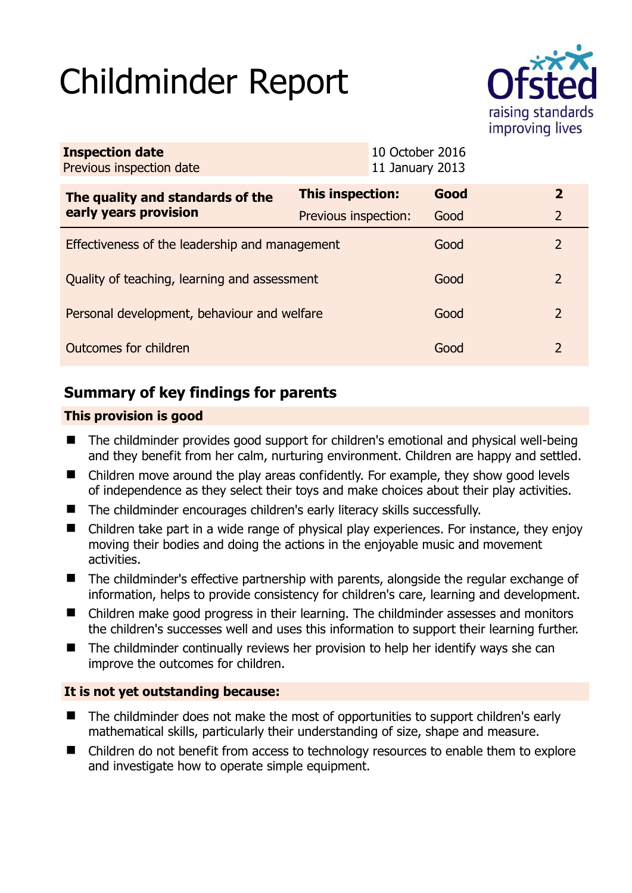# Childminder Report

| | |
|---|---|
| **Inspection date** | 10 October 2016 |
| Previous inspection date | 11 January 2013 |

| The quality and standards of the early years provision | This inspection: | Good | 2 |
|---|---|---|---|
| | Previous inspection: | Good | 2 |
| Effectiveness of the leadership and management | | Good | 2 |
| Quality of teaching, learning and assessment | | Good | 2 |
| Personal development, behaviour and welfare | | Good | 2 |
| Outcomes for children | | Good | 2 |

## Summary of key findings for parents

**This provision is good**

- The childminder provides good support for children's emotional and physical well-being and they benefit from her calm, nurturing environment. Children are happy and settled.
- Children move around the play areas confidently. For example, they show good levels of independence as they select their toys and make choices about their play activities.
- The childminder encourages children's early literacy skills successfully.
- Children take part in a wide range of physical play experiences. For instance, they enjoy moving their bodies and doing the actions in the enjoyable music and movement activities.
- The childminder's effective partnership with parents, alongside the regular exchange of information, helps to provide consistency for children's care, learning and development.
- Children make good progress in their learning. The childminder assesses and monitors the children's successes well and uses this information to support their learning further.
- The childminder continually reviews her provision to help her identify ways she can improve the outcomes for children.

**It is not yet outstanding because:**

- The childminder does not make the most of opportunities to support children's early mathematical skills, particularly their understanding of size, shape and measure.
- Children do not benefit from access to technology resources to enable them to explore and investigate how to operate simple equipment.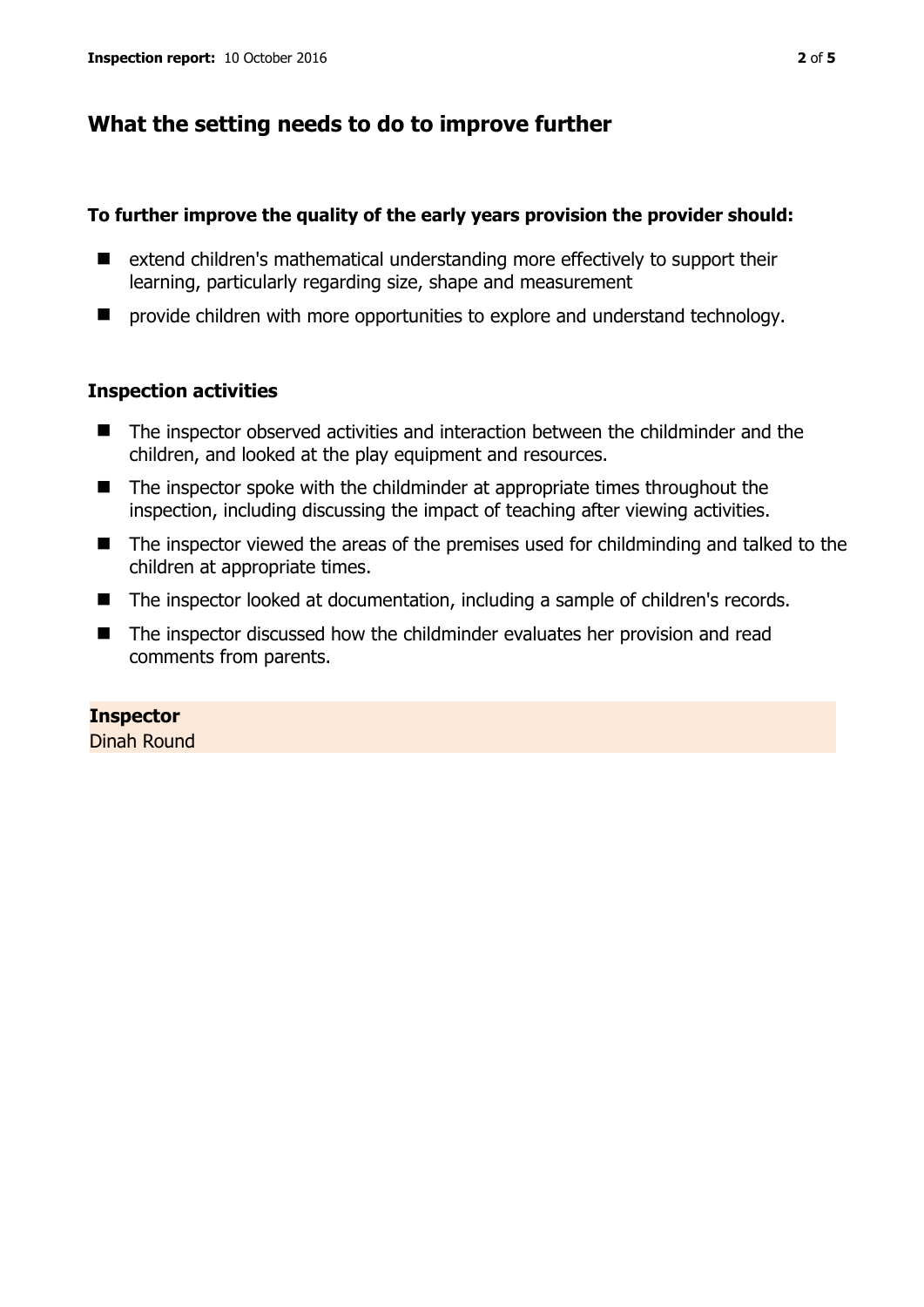## What the setting needs to do to improve further

**To further improve the quality of the early years provision the provider should:**

- extend children's mathematical understanding more effectively to support their learning, particularly regarding size, shape and measurement
- provide children with more opportunities to explore and understand technology.

### Inspection activities

- The inspector observed activities and interaction between the childminder and the children, and looked at the play equipment and resources.
- The inspector spoke with the childminder at appropriate times throughout the inspection, including discussing the impact of teaching after viewing activities.
- The inspector viewed the areas of the premises used for childminding and talked to the children at appropriate times.
- The inspector looked at documentation, including a sample of children's records.
- The inspector discussed how the childminder evaluates her provision and read comments from parents.

**Inspector**
Dinah Round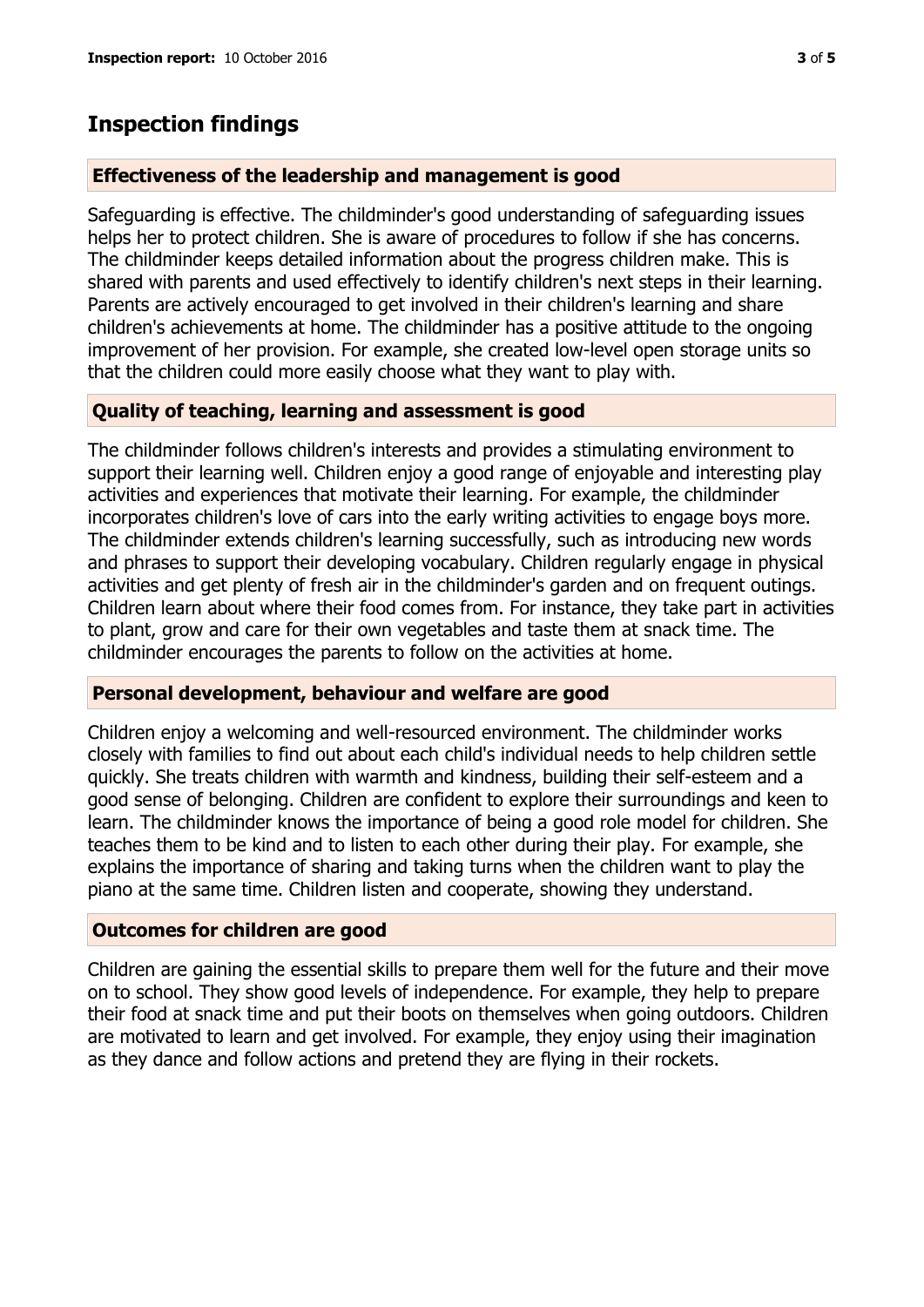## Inspection findings

### Effectiveness of the leadership and management is good

Safeguarding is effective. The childminder's good understanding of safeguarding issues helps her to protect children. She is aware of procedures to follow if she has concerns. The childminder keeps detailed information about the progress children make. This is shared with parents and used effectively to identify children's next steps in their learning. Parents are actively encouraged to get involved in their children's learning and share children's achievements at home. The childminder has a positive attitude to the ongoing improvement of her provision. For example, she created low-level open storage units so that the children could more easily choose what they want to play with.

### Quality of teaching, learning and assessment is good

The childminder follows children's interests and provides a stimulating environment to support their learning well. Children enjoy a good range of enjoyable and interesting play activities and experiences that motivate their learning. For example, the childminder incorporates children's love of cars into the early writing activities to engage boys more. The childminder extends children's learning successfully, such as introducing new words and phrases to support their developing vocabulary. Children regularly engage in physical activities and get plenty of fresh air in the childminder's garden and on frequent outings. Children learn about where their food comes from. For instance, they take part in activities to plant, grow and care for their own vegetables and taste them at snack time. The childminder encourages the parents to follow on the activities at home.

### Personal development, behaviour and welfare are good

Children enjoy a welcoming and well-resourced environment. The childminder works closely with families to find out about each child's individual needs to help children settle quickly. She treats children with warmth and kindness, building their self-esteem and a good sense of belonging. Children are confident to explore their surroundings and keen to learn. The childminder knows the importance of being a good role model for children. She teaches them to be kind and to listen to each other during their play. For example, she explains the importance of sharing and taking turns when the children want to play the piano at the same time. Children listen and cooperate, showing they understand.

### Outcomes for children are good

Children are gaining the essential skills to prepare them well for the future and their move on to school. They show good levels of independence. For example, they help to prepare their food at snack time and put their boots on themselves when going outdoors. Children are motivated to learn and get involved. For example, they enjoy using their imagination as they dance and follow actions and pretend they are flying in their rockets.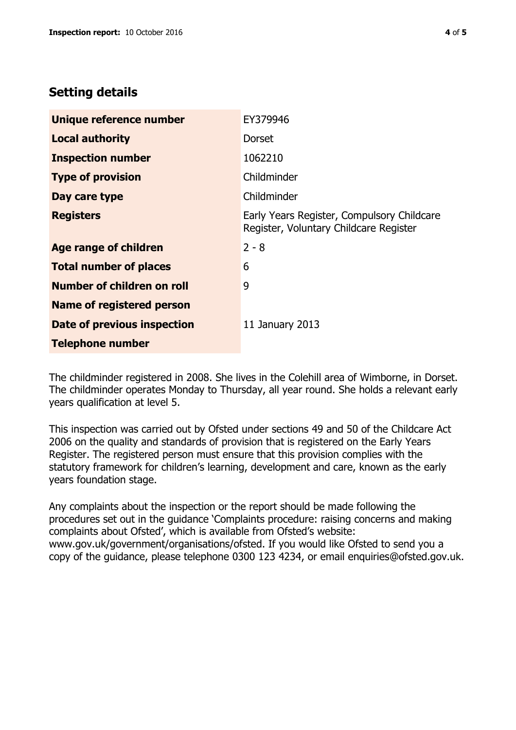## Setting details

| | |
|---|---|
| **Unique reference number** | EY379946 |
| **Local authority** | Dorset |
| **Inspection number** | 1062210 |
| **Type of provision** | Childminder |
| **Day care type** | Childminder |
| **Registers** | Early Years Register, Compulsory Childcare Register, Voluntary Childcare Register |
| **Age range of children** | 2 - 8 |
| **Total number of places** | 6 |
| **Number of children on roll** | 9 |
| **Name of registered person** | |
| **Date of previous inspection** | 11 January 2013 |
| **Telephone number** | |

The childminder registered in 2008. She lives in the Colehill area of Wimborne, in Dorset. The childminder operates Monday to Thursday, all year round. She holds a relevant early years qualification at level 5.

This inspection was carried out by Ofsted under sections 49 and 50 of the Childcare Act 2006 on the quality and standards of provision that is registered on the Early Years Register. The registered person must ensure that this provision complies with the statutory framework for children's learning, development and care, known as the early years foundation stage.

Any complaints about the inspection or the report should be made following the procedures set out in the guidance 'Complaints procedure: raising concerns and making complaints about Ofsted', which is available from Ofsted's website: www.gov.uk/government/organisations/ofsted. If you would like Ofsted to send you a copy of the guidance, please telephone 0300 123 4234, or email enquiries@ofsted.gov.uk.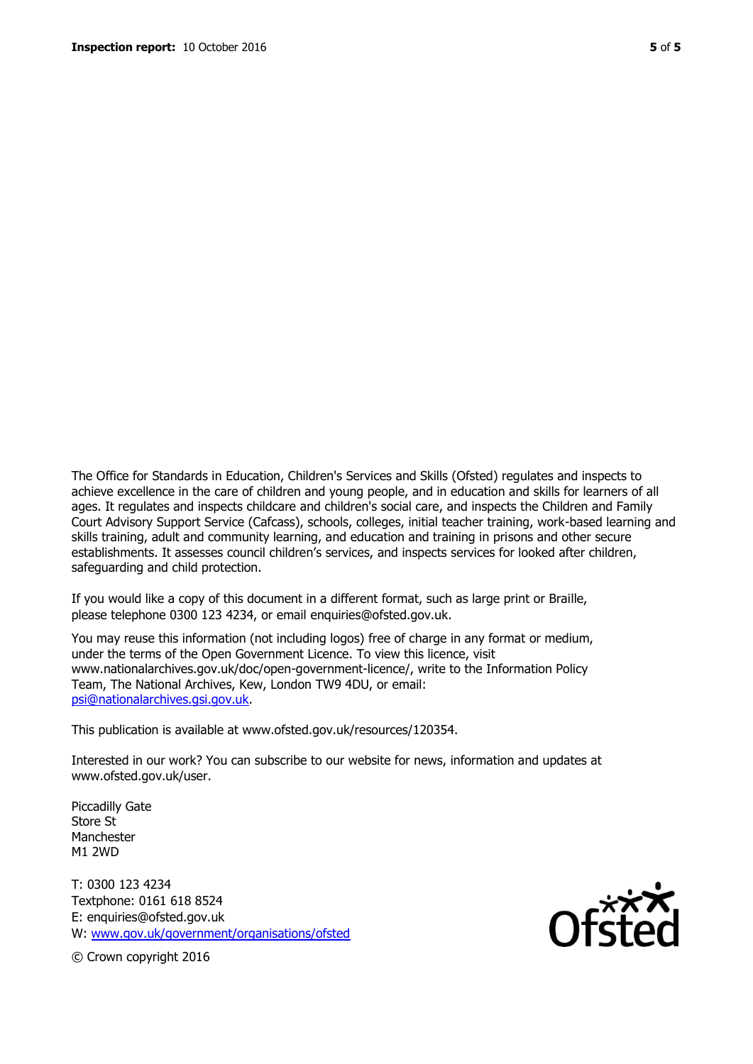The Office for Standards in Education, Children's Services and Skills (Ofsted) regulates and inspects to achieve excellence in the care of children and young people, and in education and skills for learners of all ages. It regulates and inspects childcare and children's social care, and inspects the Children and Family Court Advisory Support Service (Cafcass), schools, colleges, initial teacher training, work-based learning and skills training, adult and community learning, and education and training in prisons and other secure establishments. It assesses council children's services, and inspects services for looked after children, safeguarding and child protection.

If you would like a copy of this document in a different format, such as large print or Braille, please telephone 0300 123 4234, or email enquiries@ofsted.gov.uk.

You may reuse this information (not including logos) free of charge in any format or medium, under the terms of the Open Government Licence. To view this licence, visit www.nationalarchives.gov.uk/doc/open-government-licence/, write to the Information Policy Team, The National Archives, Kew, London TW9 4DU, or email: psi@nationalarchives.gsi.gov.uk.

This publication is available at www.ofsted.gov.uk/resources/120354.

Interested in our work? You can subscribe to our website for news, information and updates at www.ofsted.gov.uk/user.

Piccadilly Gate
Store St
Manchester
M1 2WD

T: 0300 123 4234
Textphone: 0161 618 8524
E: enquiries@ofsted.gov.uk
W: www.gov.uk/government/organisations/ofsted

© Crown copyright 2016